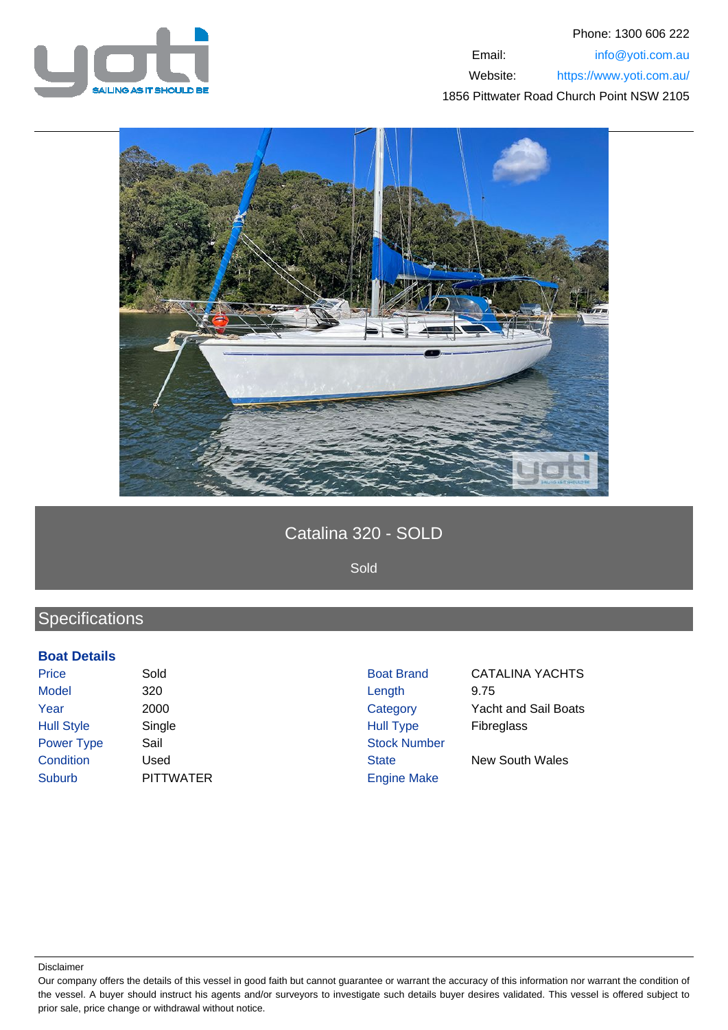Phone: 1300 606 222

Email: info@yoti.com.au

Website: https://www.yoti.com.au/

1856 Pittwater Road Church Point NSW 2105

# Catalina 320 - SOLD

Sold

## Specifications

### Boat Details

| | | | |
|---|---|---|---|
| Price | Sold | Boat Brand | CATALINA YACHTS |
| Model | 320 | Length | 9.75 |
| Year | 2000 | Category | Yacht and Sail Boats |
| Hull Style | Single | Hull Type | Fibreglass |
| Power Type | Sail | Stock Number | |
| Condition | Used | State | New South Wales |
| Suburb | PITTWATER | Engine Make | |

Disclaimer

Our company offers the details of this vessel in good faith but cannot guarantee or warrant the accuracy of this information nor warrant the condition of the vessel. A buyer should instruct his agents and/or surveyors to investigate such details buyer desires validated. This vessel is offered subject to prior sale, price change or withdrawal without notice.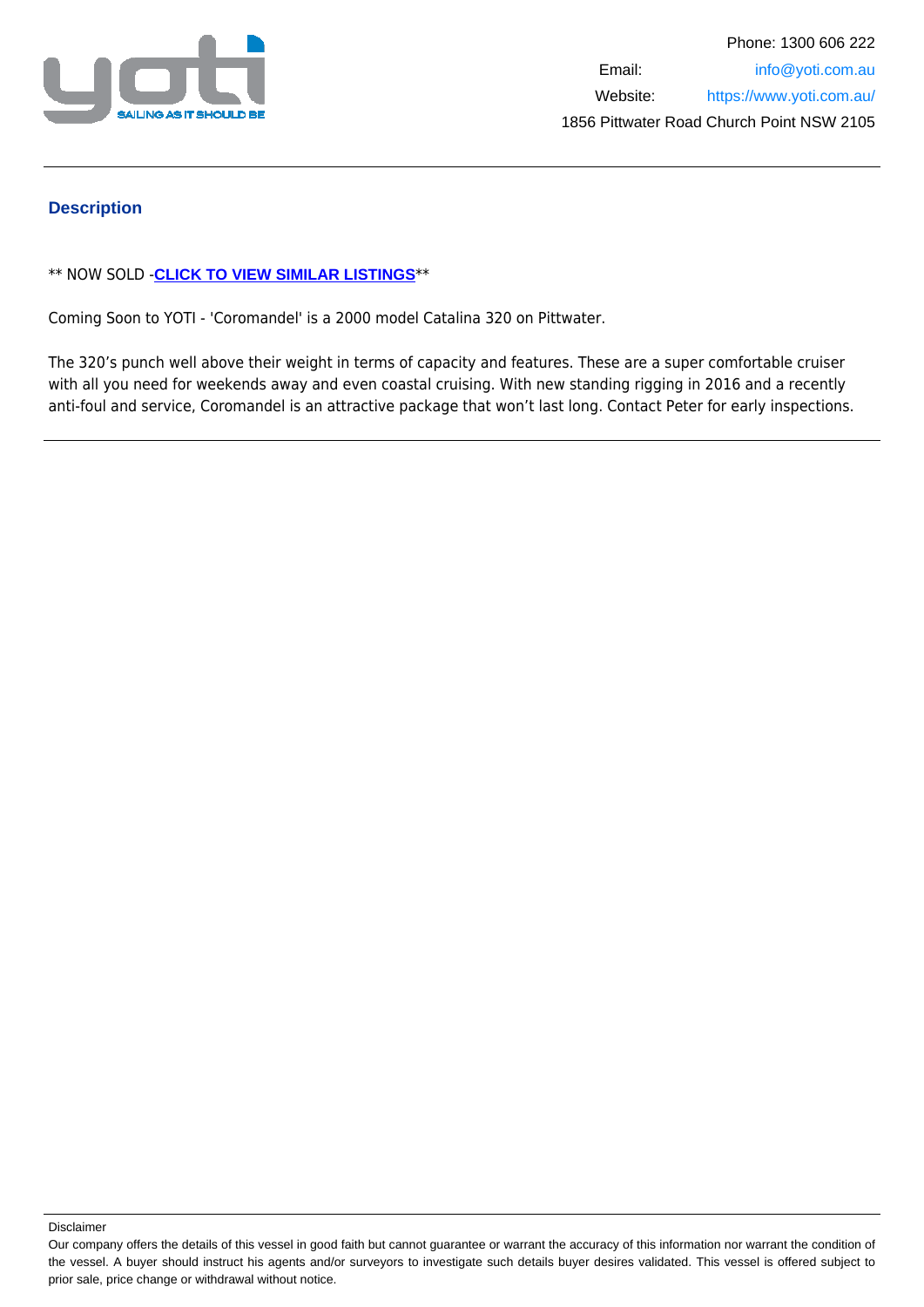Phone: 1300 606 222

Email: info@yoti.com.au

Website: https://www.yoti.com.au/

1856 Pittwater Road Church Point NSW 2105

## Description

** NOW SOLD -**CLICK TO VIEW SIMILAR LISTINGS****

Coming Soon to YOTI - 'Coromandel' is a 2000 model Catalina 320 on Pittwater.

The 320's punch well above their weight in terms of capacity and features. These are a super comfortable cruiser with all you need for weekends away and even coastal cruising. With new standing rigging in 2016 and a recently anti-foul and service, Coromandel is an attractive package that won't last long. Contact Peter for early inspections.

Disclaimer

Our company offers the details of this vessel in good faith but cannot guarantee or warrant the accuracy of this information nor warrant the condition of the vessel. A buyer should instruct his agents and/or surveyors to investigate such details buyer desires validated. This vessel is offered subject to prior sale, price change or withdrawal without notice.